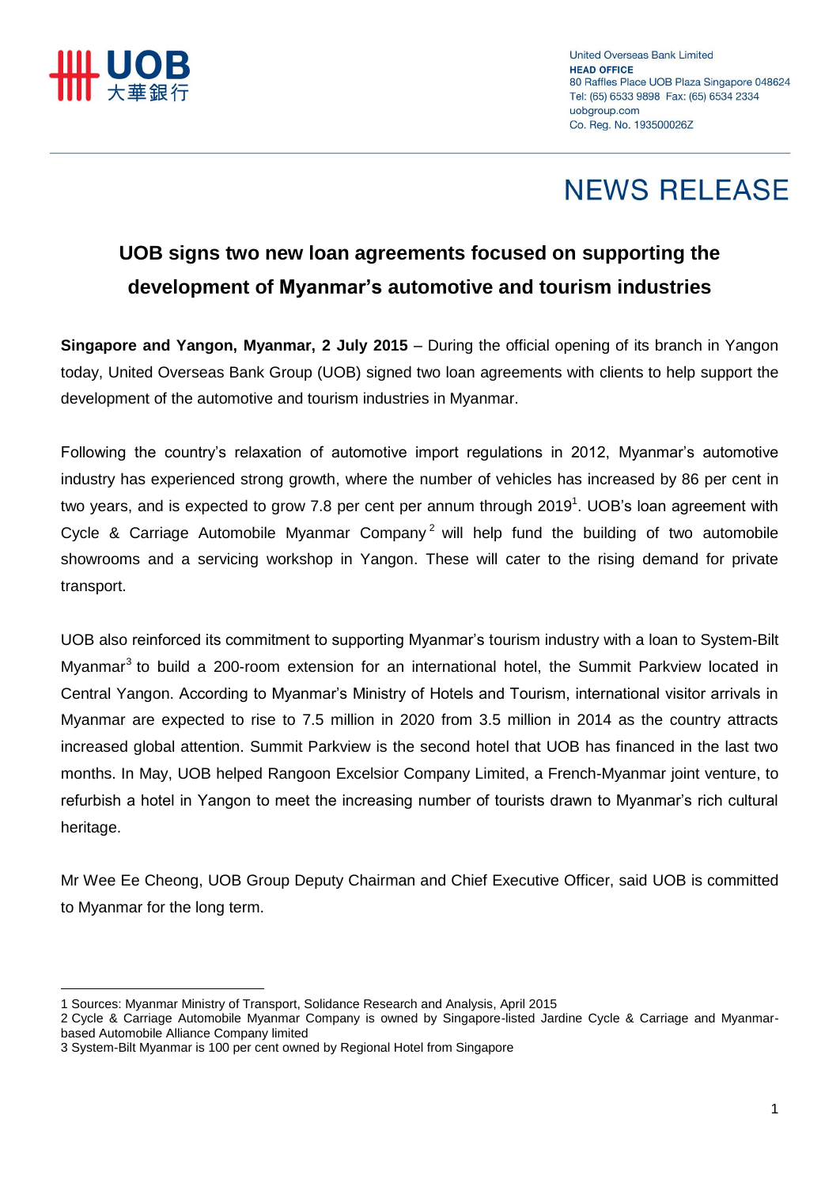UOB 大華銀行

United Overseas Bank Limited
**HEAD OFFICE**
80 Raffles Place UOB Plaza Singapore 048624
Tel: (65) 6533 9898 Fax: (65) 6534 2334
uobgroup.com
Co. Reg. No. 193500026Z

# NEWS RELEASE

## UOB signs two new loan agreements focused on supporting the development of Myanmar's automotive and tourism industries

**Singapore and Yangon, Myanmar, 2 July 2015** – During the official opening of its branch in Yangon today, United Overseas Bank Group (UOB) signed two loan agreements with clients to help support the development of the automotive and tourism industries in Myanmar.

Following the country's relaxation of automotive import regulations in 2012, Myanmar's automotive industry has experienced strong growth, where the number of vehicles has increased by 86 per cent in two years, and is expected to grow 7.8 per cent per annum through 2019[1]. UOB's loan agreement with Cycle & Carriage Automobile Myanmar Company[2] will help fund the building of two automobile showrooms and a servicing workshop in Yangon. These will cater to the rising demand for private transport.

UOB also reinforced its commitment to supporting Myanmar's tourism industry with a loan to System-Bilt Myanmar[3] to build a 200-room extension for an international hotel, the Summit Parkview located in Central Yangon. According to Myanmar's Ministry of Hotels and Tourism, international visitor arrivals in Myanmar are expected to rise to 7.5 million in 2020 from 3.5 million in 2014 as the country attracts increased global attention. Summit Parkview is the second hotel that UOB has financed in the last two months. In May, UOB helped Rangoon Excelsior Company Limited, a French-Myanmar joint venture, to refurbish a hotel in Yangon to meet the increasing number of tourists drawn to Myanmar's rich cultural heritage.

Mr Wee Ee Cheong, UOB Group Deputy Chairman and Chief Executive Officer, said UOB is committed to Myanmar for the long term.

---

1 Sources: Myanmar Ministry of Transport, Solidance Research and Analysis, April 2015
2 Cycle & Carriage Automobile Myanmar Company is owned by Singapore-listed Jardine Cycle & Carriage and Myanmar-based Automobile Alliance Company limited
3 System-Bilt Myanmar is 100 per cent owned by Regional Hotel from Singapore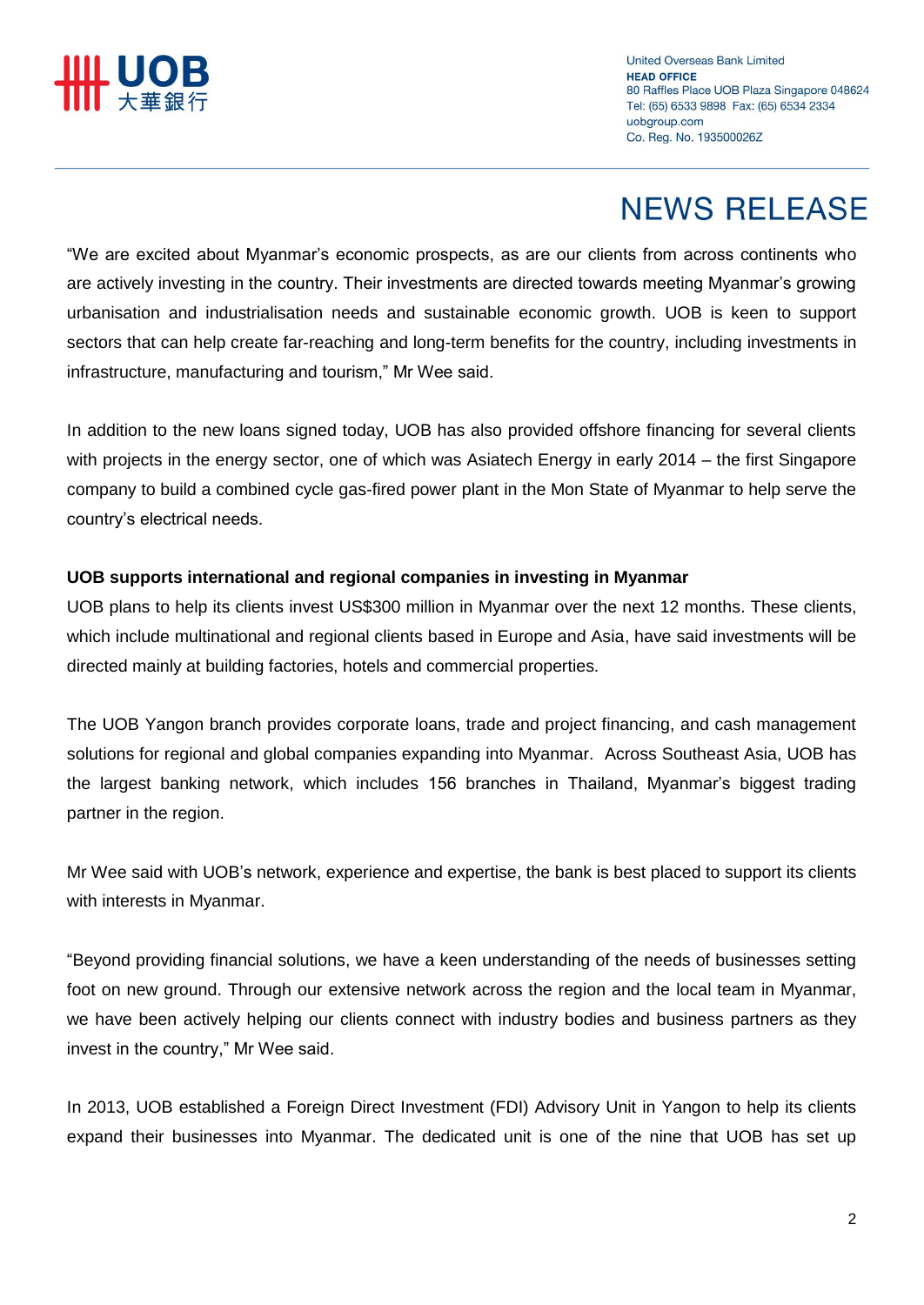"We are excited about Myanmar's economic prospects, as are our clients from across continents who are actively investing in the country. Their investments are directed towards meeting Myanmar's growing urbanisation and industrialisation needs and sustainable economic growth. UOB is keen to support sectors that can help create far-reaching and long-term benefits for the country, including investments in infrastructure, manufacturing and tourism," Mr Wee said.

In addition to the new loans signed today, UOB has also provided offshore financing for several clients with projects in the energy sector, one of which was Asiatech Energy in early 2014 – the first Singapore company to build a combined cycle gas-fired power plant in the Mon State of Myanmar to help serve the country's electrical needs.

**UOB supports international and regional companies in investing in Myanmar**

UOB plans to help its clients invest US$300 million in Myanmar over the next 12 months. These clients, which include multinational and regional clients based in Europe and Asia, have said investments will be directed mainly at building factories, hotels and commercial properties.

The UOB Yangon branch provides corporate loans, trade and project financing, and cash management solutions for regional and global companies expanding into Myanmar. Across Southeast Asia, UOB has the largest banking network, which includes 156 branches in Thailand, Myanmar's biggest trading partner in the region.

Mr Wee said with UOB's network, experience and expertise, the bank is best placed to support its clients with interests in Myanmar.

"Beyond providing financial solutions, we have a keen understanding of the needs of businesses setting foot on new ground. Through our extensive network across the region and the local team in Myanmar, we have been actively helping our clients connect with industry bodies and business partners as they invest in the country," Mr Wee said.

In 2013, UOB established a Foreign Direct Investment (FDI) Advisory Unit in Yangon to help its clients expand their businesses into Myanmar. The dedicated unit is one of the nine that UOB has set up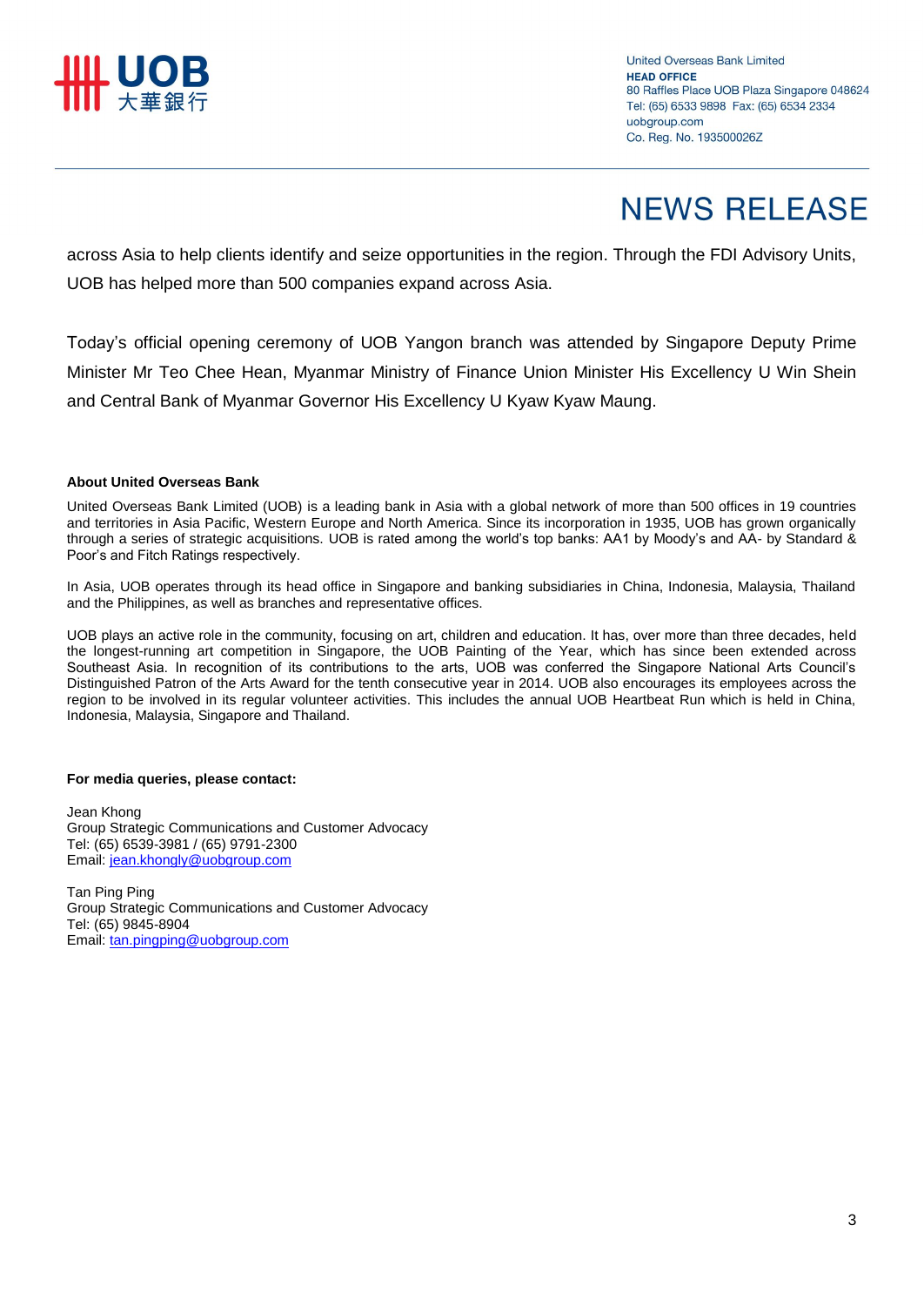across Asia to help clients identify and seize opportunities in the region. Through the FDI Advisory Units, UOB has helped more than 500 companies expand across Asia.

Today's official opening ceremony of UOB Yangon branch was attended by Singapore Deputy Prime Minister Mr Teo Chee Hean, Myanmar Ministry of Finance Union Minister His Excellency U Win Shein and Central Bank of Myanmar Governor His Excellency U Kyaw Kyaw Maung.

**About United Overseas Bank**

United Overseas Bank Limited (UOB) is a leading bank in Asia with a global network of more than 500 offices in 19 countries and territories in Asia Pacific, Western Europe and North America. Since its incorporation in 1935, UOB has grown organically through a series of strategic acquisitions. UOB is rated among the world's top banks: AA1 by Moody's and AA- by Standard & Poor's and Fitch Ratings respectively.

In Asia, UOB operates through its head office in Singapore and banking subsidiaries in China, Indonesia, Malaysia, Thailand and the Philippines, as well as branches and representative offices.

UOB plays an active role in the community, focusing on art, children and education. It has, over more than three decades, held the longest-running art competition in Singapore, the UOB Painting of the Year, which has since been extended across Southeast Asia. In recognition of its contributions to the arts, UOB was conferred the Singapore National Arts Council's Distinguished Patron of the Arts Award for the tenth consecutive year in 2014. UOB also encourages its employees across the region to be involved in its regular volunteer activities. This includes the annual UOB Heartbeat Run which is held in China, Indonesia, Malaysia, Singapore and Thailand.

**For media queries, please contact:**

Jean Khong
Group Strategic Communications and Customer Advocacy
Tel: (65) 6539-3981 / (65) 9791-2300
Email: jean.khongly@uobgroup.com

Tan Ping Ping
Group Strategic Communications and Customer Advocacy
Tel: (65) 9845-8904
Email: tan.pingping@uobgroup.com